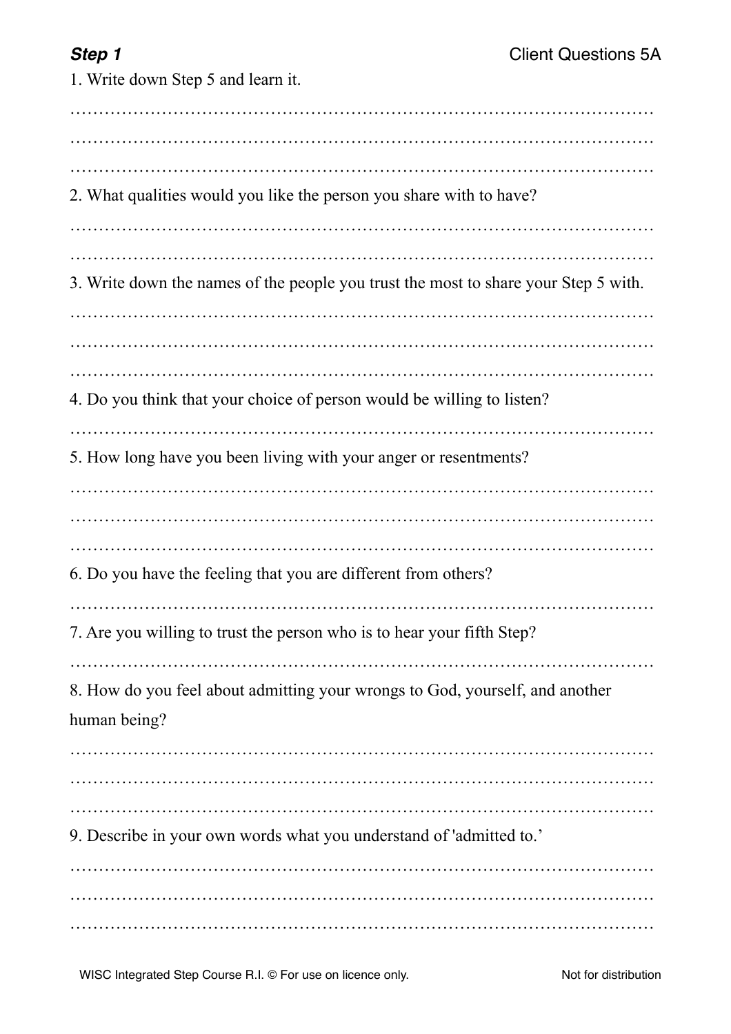***Step 1*** Client Questions 5A

1. Write down Step 5 and learn it.

…………………………………………………………………………………………
…………………………………………………………………………………………
…………………………………………………………………………………………

2. What qualities would you like the person you share with to have?

…………………………………………………………………………………………
…………………………………………………………………………………………

3. Write down the names of the people you trust the most to share your Step 5 with.

…………………………………………………………………………………………
…………………………………………………………………………………………
…………………………………………………………………………………………

4. Do you think that your choice of person would be willing to listen?

…………………………………………………………………………………………

5. How long have you been living with your anger or resentments?

…………………………………………………………………………………………
…………………………………………………………………………………………
…………………………………………………………………………………………

6. Do you have the feeling that you are different from others?

…………………………………………………………………………………………

7. Are you willing to trust the person who is to hear your fifth Step?

…………………………………………………………………………………………

8. How do you feel about admitting your wrongs to God, yourself, and another human being?

…………………………………………………………………………………………
…………………………………………………………………………………………
…………………………………………………………………………………………

9. Describe in your own words what you understand of 'admitted to.'

…………………………………………………………………………………………
…………………………………………………………………………………………
…………………………………………………………………………………………

WISC Integrated Step Course R.I. © For use on licence only. Not for distribution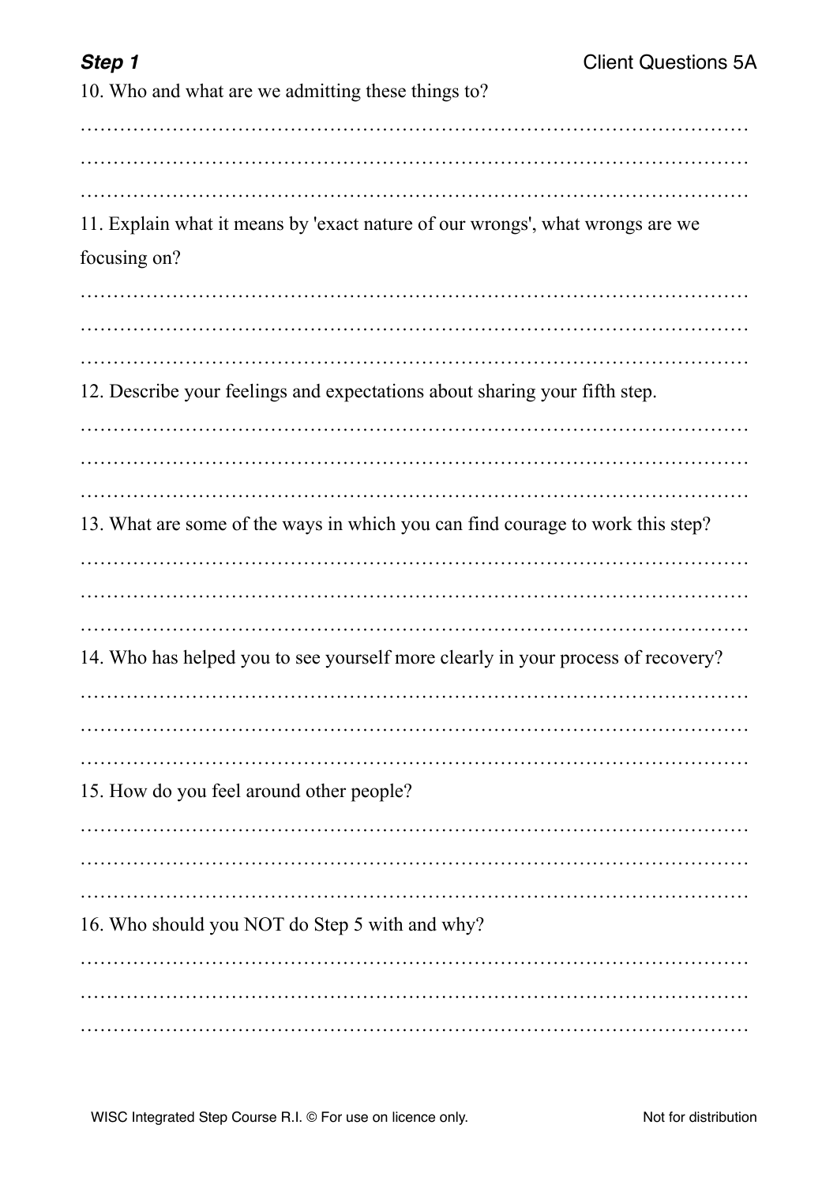10. Who and what are we admitting these things to?

…………………………………………………………………………………………
…………………………………………………………………………………………
…………………………………………………………………………………………

11. Explain what it means by 'exact nature of our wrongs', what wrongs are we focusing on?

…………………………………………………………………………………………
…………………………………………………………………………………………
…………………………………………………………………………………………

12. Describe your feelings and expectations about sharing your fifth step.

…………………………………………………………………………………………
…………………………………………………………………………………………
…………………………………………………………………………………………

13. What are some of the ways in which you can find courage to work this step?

…………………………………………………………………………………………
…………………………………………………………………………………………
…………………………………………………………………………………………

14. Who has helped you to see yourself more clearly in your process of recovery?

…………………………………………………………………………………………
…………………………………………………………………………………………
…………………………………………………………………………………………

15. How do you feel around other people?

…………………………………………………………………………………………
…………………………………………………………………………………………
…………………………………………………………………………………………

16. Who should you NOT do Step 5 with and why?

…………………………………………………………………………………………
…………………………………………………………………………………………
…………………………………………………………………………………………